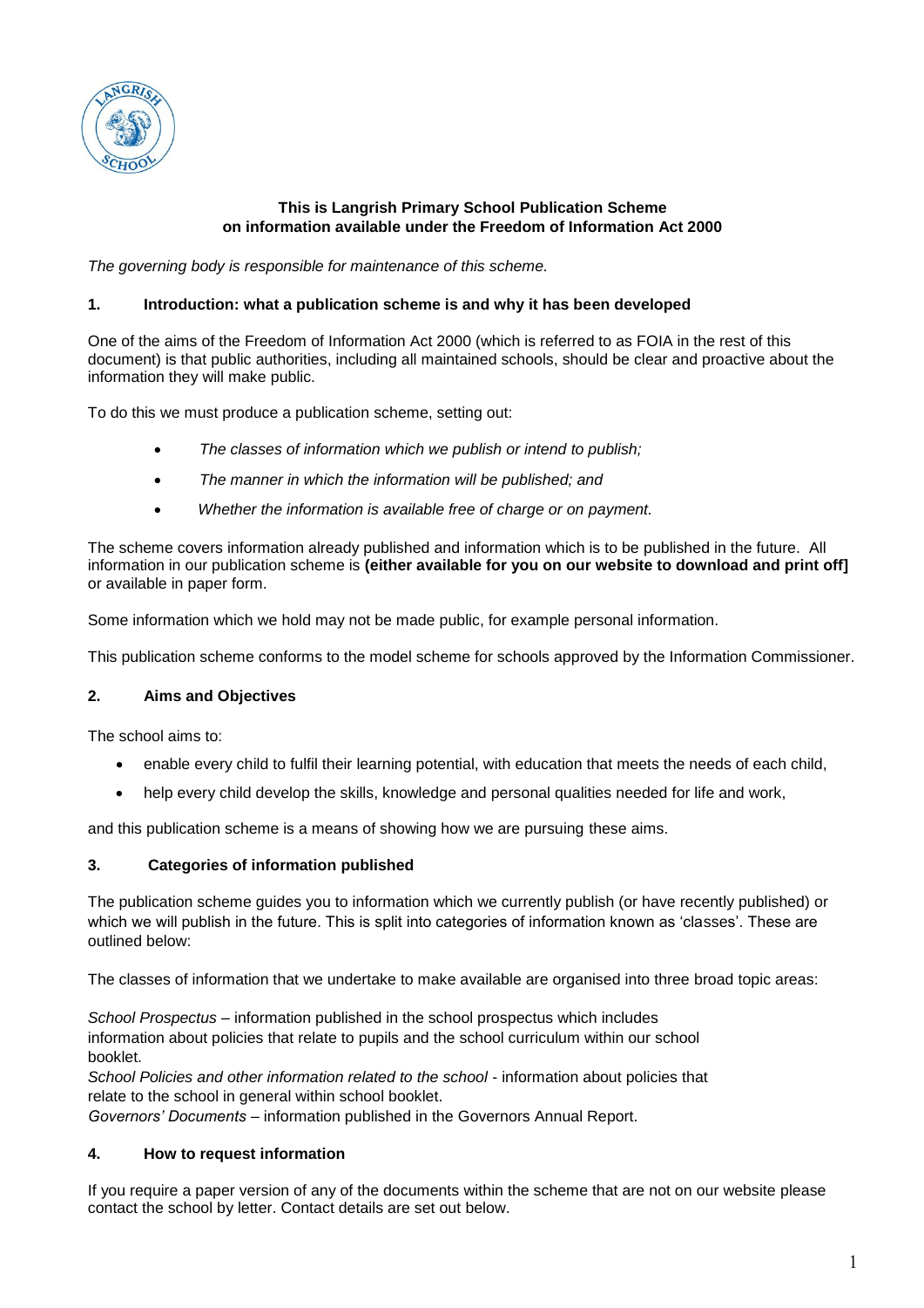**This is Langrish Primary School Publication Scheme on information available under the Freedom of Information Act 2000**

*The governing body is responsible for maintenance of this scheme.*

## 1. Introduction: what a publication scheme is and why it has been developed

One of the aims of the Freedom of Information Act 2000 (which is referred to as FOIA in the rest of this document) is that public authorities, including all maintained schools, should be clear and proactive about the information they will make public.

To do this we must produce a publication scheme, setting out:

- *The classes of information which we publish or intend to publish;*
- *The manner in which the information will be published; and*
- *Whether the information is available free of charge or on payment.*

The scheme covers information already published and information which is to be published in the future. All information in our publication scheme is **(either available for you on our website to download and print off]** or available in paper form.

Some information which we hold may not be made public, for example personal information.

This publication scheme conforms to the model scheme for schools approved by the Information Commissioner.

## 2. Aims and Objectives

The school aims to:

- enable every child to fulfil their learning potential, with education that meets the needs of each child,
- help every child develop the skills, knowledge and personal qualities needed for life and work,

and this publication scheme is a means of showing how we are pursuing these aims.

## 3. Categories of information published

The publication scheme guides you to information which we currently publish (or have recently published) or which we will publish in the future. This is split into categories of information known as 'classes'. These are outlined below:

The classes of information that we undertake to make available are organised into three broad topic areas:

*School Prospectus* – information published in the school prospectus which includes information about policies that relate to pupils and the school curriculum within our school booklet.
*School Policies and other information related to the school* - information about policies that relate to the school in general within school booklet.
*Governors' Documents* – information published in the Governors Annual Report.

## 4. How to request information

If you require a paper version of any of the documents within the scheme that are not on our website please contact the school by letter. Contact details are set out below.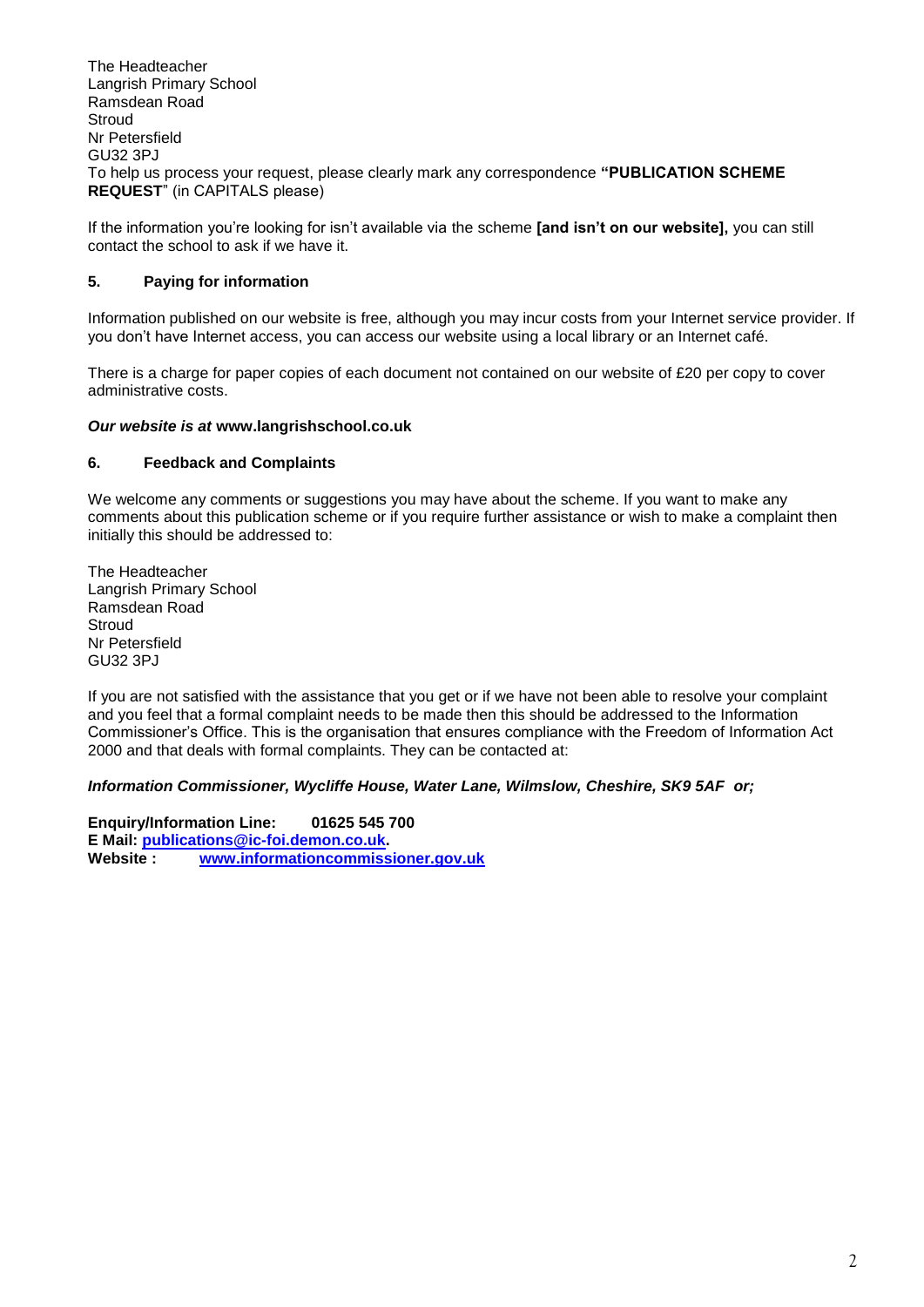The Headteacher
Langrish Primary School
Ramsdean Road
Stroud
Nr Petersfield
GU32 3PJ

To help us process your request, please clearly mark any correspondence **"PUBLICATION SCHEME REQUEST"** (in CAPITALS please)

If the information you're looking for isn't available via the scheme **[and isn't on our website],** you can still contact the school to ask if we have it.

## 5. Paying for information

Information published on our website is free, although you may incur costs from your Internet service provider. If you don't have Internet access, you can access our website using a local library or an Internet café.

There is a charge for paper copies of each document not contained on our website of £20 per copy to cover administrative costs.

***Our website is at*** **www.langrishschool.co.uk**

## 6. Feedback and Complaints

We welcome any comments or suggestions you may have about the scheme. If you want to make any comments about this publication scheme or if you require further assistance or wish to make a complaint then initially this should be addressed to:

The Headteacher
Langrish Primary School
Ramsdean Road
Stroud
Nr Petersfield
GU32 3PJ

If you are not satisfied with the assistance that you get or if we have not been able to resolve your complaint and you feel that a formal complaint needs to be made then this should be addressed to the Information Commissioner's Office. This is the organisation that ensures compliance with the Freedom of Information Act 2000 and that deals with formal complaints. They can be contacted at:

***Information Commissioner, Wycliffe House, Water Lane, Wilmslow, Cheshire, SK9 5AF or;***

**Enquiry/Information Line: 01625 545 700**
**E Mail: publications@ic-foi.demon.co.uk.**
**Website : www.informationcommissioner.gov.uk**